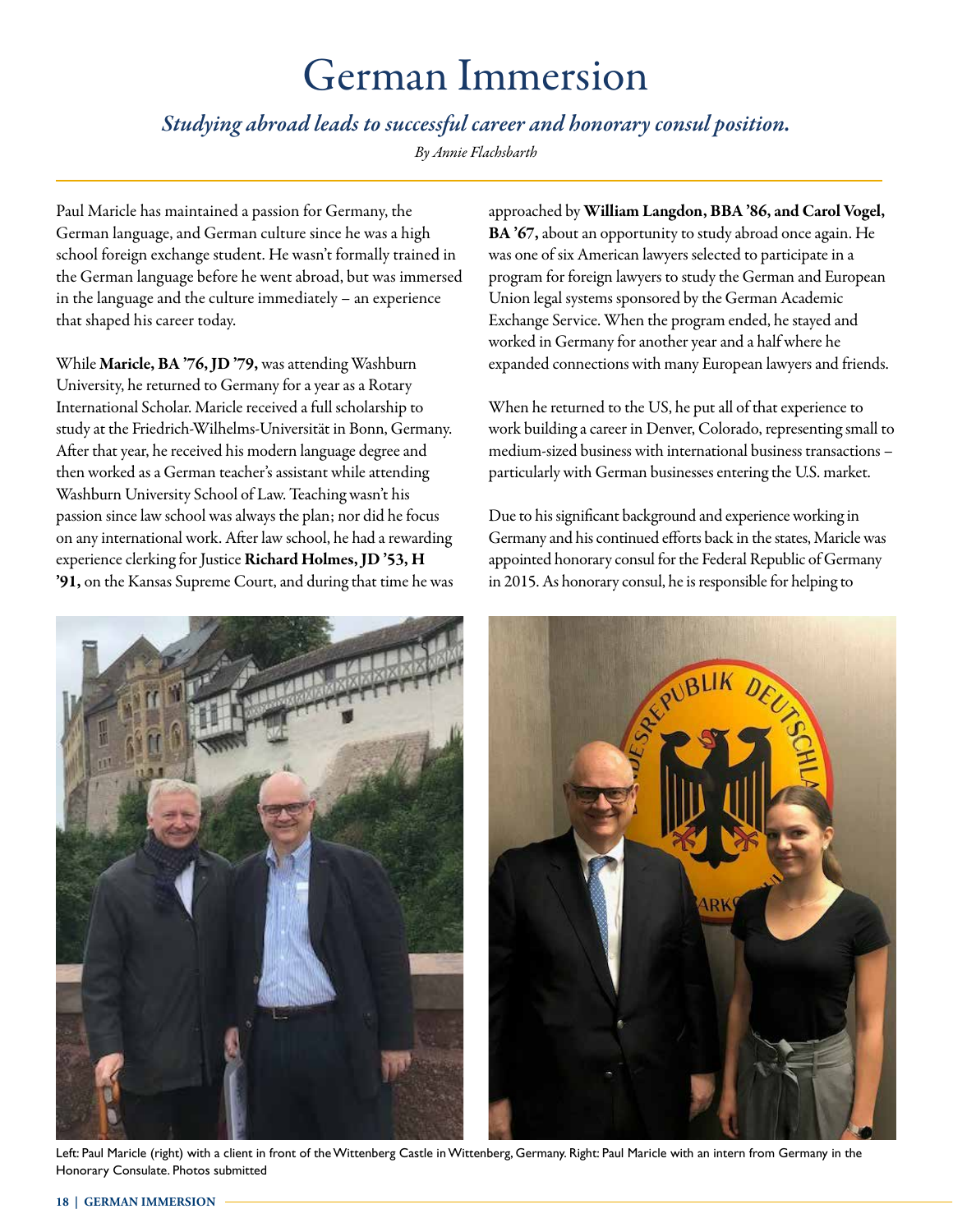# German Immersion

***Studying abroad leads to successful career and honorary consul position.***

*By Annie Flachsbarth*

Paul Maricle has maintained a passion for Germany, the German language, and German culture since he was a high school foreign exchange student. He wasn't formally trained in the German language before he went abroad, but was immersed in the language and the culture immediately – an experience that shaped his career today.

While **Maricle, BA '76, JD '79,** was attending Washburn University, he returned to Germany for a year as a Rotary International Scholar. Maricle received a full scholarship to study at the Friedrich-Wilhelms-Universität in Bonn, Germany. After that year, he received his modern language degree and then worked as a German teacher's assistant while attending Washburn University School of Law. Teaching wasn't his passion since law school was always the plan; nor did he focus on any international work. After law school, he had a rewarding experience clerking for Justice **Richard Holmes, JD '53, H '91,** on the Kansas Supreme Court, and during that time he was approached by **William Langdon, BBA '86, and Carol Vogel, BA '67,** about an opportunity to study abroad once again. He was one of six American lawyers selected to participate in a program for foreign lawyers to study the German and European Union legal systems sponsored by the German Academic Exchange Service. When the program ended, he stayed and worked in Germany for another year and a half where he expanded connections with many European lawyers and friends.

When he returned to the US, he put all of that experience to work building a career in Denver, Colorado, representing small to medium-sized business with international business transactions – particularly with German businesses entering the U.S. market.

Due to his significant background and experience working in Germany and his continued efforts back in the states, Maricle was appointed honorary consul for the Federal Republic of Germany in 2015. As honorary consul, he is responsible for helping to

Left: Paul Maricle (right) with a client in front of the Wittenberg Castle in Wittenberg, Germany. Right: Paul Maricle with an intern from Germany in the Honorary Consulate. Photos submitted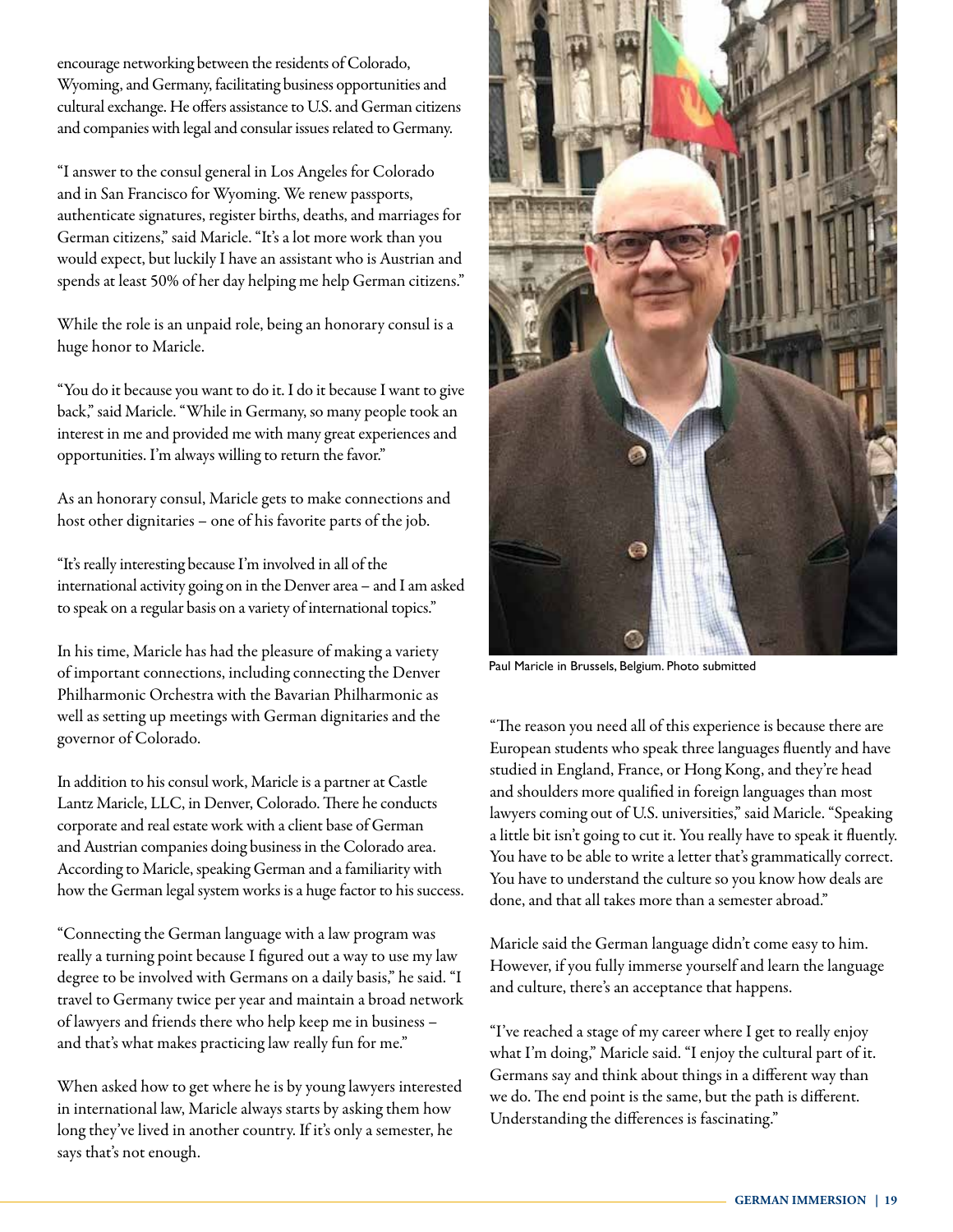encourage networking between the residents of Colorado, Wyoming, and Germany, facilitating business opportunities and cultural exchange. He offers assistance to U.S. and German citizens and companies with legal and consular issues related to Germany.

"I answer to the consul general in Los Angeles for Colorado and in San Francisco for Wyoming. We renew passports, authenticate signatures, register births, deaths, and marriages for German citizens," said Maricle. "It's a lot more work than you would expect, but luckily I have an assistant who is Austrian and spends at least 50% of her day helping me help German citizens."

While the role is an unpaid role, being an honorary consul is a huge honor to Maricle.

"You do it because you want to do it. I do it because I want to give back," said Maricle. "While in Germany, so many people took an interest in me and provided me with many great experiences and opportunities. I'm always willing to return the favor."

As an honorary consul, Maricle gets to make connections and host other dignitaries – one of his favorite parts of the job.

"It's really interesting because I'm involved in all of the international activity going on in the Denver area – and I am asked to speak on a regular basis on a variety of international topics."

In his time, Maricle has had the pleasure of making a variety of important connections, including connecting the Denver Philharmonic Orchestra with the Bavarian Philharmonic as well as setting up meetings with German dignitaries and the governor of Colorado.

In addition to his consul work, Maricle is a partner at Castle Lantz Maricle, LLC, in Denver, Colorado. There he conducts corporate and real estate work with a client base of German and Austrian companies doing business in the Colorado area. According to Maricle, speaking German and a familiarity with how the German legal system works is a huge factor to his success.

"Connecting the German language with a law program was really a turning point because I figured out a way to use my law degree to be involved with Germans on a daily basis," he said. "I travel to Germany twice per year and maintain a broad network of lawyers and friends there who help keep me in business – and that's what makes practicing law really fun for me."

When asked how to get where he is by young lawyers interested in international law, Maricle always starts by asking them how long they've lived in another country. If it's only a semester, he says that's not enough.

Paul Maricle in Brussels, Belgium. Photo submitted

"The reason you need all of this experience is because there are European students who speak three languages fluently and have studied in England, France, or Hong Kong, and they're head and shoulders more qualified in foreign languages than most lawyers coming out of U.S. universities," said Maricle. "Speaking a little bit isn't going to cut it. You really have to speak it fluently. You have to be able to write a letter that's grammatically correct. You have to understand the culture so you know how deals are done, and that all takes more than a semester abroad."

Maricle said the German language didn't come easy to him. However, if you fully immerse yourself and learn the language and culture, there's an acceptance that happens.

"I've reached a stage of my career where I get to really enjoy what I'm doing," Maricle said. "I enjoy the cultural part of it. Germans say and think about things in a different way than we do. The end point is the same, but the path is different. Understanding the differences is fascinating."